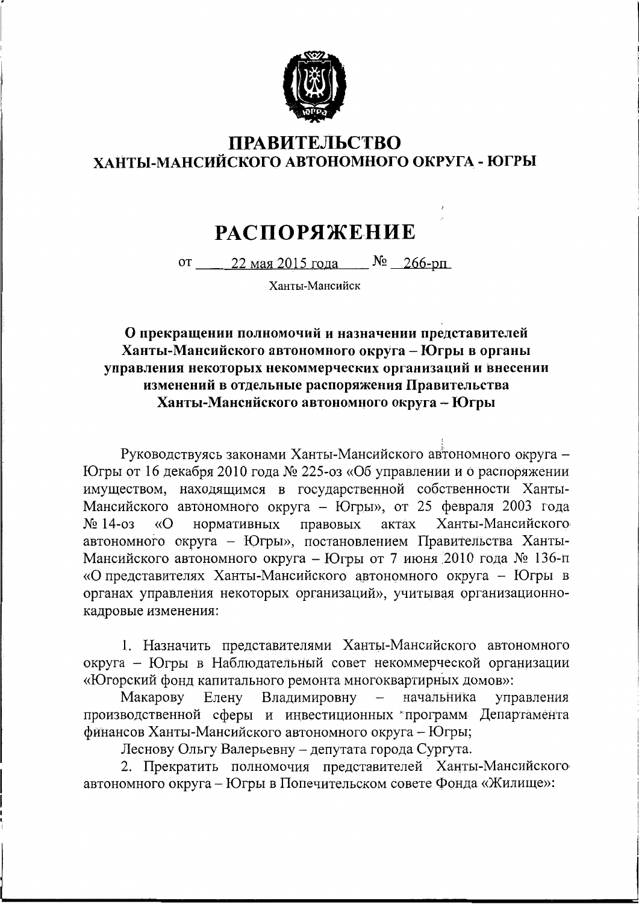# ПРАВИТЕЛЬСТВО ХАНТЫ-МАНСИЙСКОГО АВТОНОМНОГО ОКРУГА - ЮГРЫ

# РАСПОРЯЖЕНИЕ

от 22 мая 2015 года № 266-рп

Ханты-Мансийск

**О прекращении полномочий и назначении представителей Ханты-Мансийского автономного округа – Югры в органы управления некоторых некоммерческих организаций и внесении изменений в отдельные распоряжения Правительства Ханты-Мансийского автономного округа – Югры**

Руководствуясь законами Ханты-Мансийского автономного округа – Югры от 16 декабря 2010 года № 225-оз «Об управлении и о распоряжении имуществом, находящимся в государственной собственности Ханты-Мансийского автономного округа – Югры», от 25 февраля 2003 года № 14-оз «О нормативных правовых актах Ханты-Мансийского автономного округа – Югры», постановлением Правительства Ханты-Мансийского автономного округа – Югры от 7 июня 2010 года № 136-п «О представителях Ханты-Мансийского автономного округа – Югры в органах управления некоторых организаций», учитывая организационно-кадровые изменения:

1. Назначить представителями Ханты-Мансийского автономного округа – Югры в Наблюдательный совет некоммерческой организации «Югорский фонд капитального ремонта многоквартирных домов»:

Макарову Елену Владимировну – начальника управления производственной сферы и инвестиционных программ Департамента финансов Ханты-Мансийского автономного округа – Югры;

Леснову Ольгу Валерьевну – депутата города Сургута.

2. Прекратить полномочия представителей Ханты-Мансийского автономного округа – Югры в Попечительском совете Фонда «Жилище»: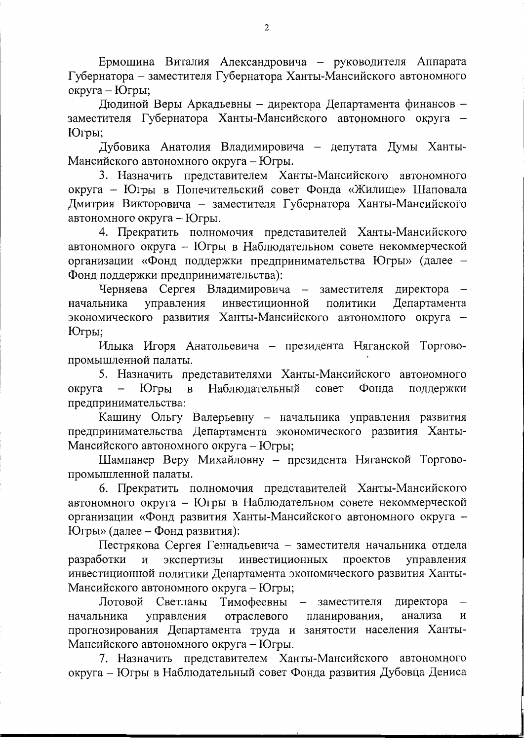Ермошина Виталия Александровича – руководителя Аппарата Губернатора – заместителя Губернатора Ханты-Мансийского автономного округа – Югры;

Дюдиной Веры Аркадьевны – директора Департамента финансов – заместителя Губернатора Ханты-Мансийского автономного округа – Югры;

Дубовика Анатолия Владимировича – депутата Думы Ханты-Мансийского автономного округа – Югры.

3. Назначить представителем Ханты-Мансийского автономного округа – Югры в Попечительский совет Фонда «Жилище» Шаповала Дмитрия Викторовича – заместителя Губернатора Ханты-Мансийского автономного округа – Югры.

4. Прекратить полномочия представителей Ханты-Мансийского автономного округа – Югры в Наблюдательном совете некоммерческой организации «Фонд поддержки предпринимательства Югры» (далее – Фонд поддержки предпринимательства):

Черняева Сергея Владимировича – заместителя директора – начальника управления инвестиционной политики Департамента экономического развития Ханты-Мансийского автономного округа – Югры;

Илыка Игоря Анатольевича – президента Няганской Торгово-промышленной палаты.

5. Назначить представителями Ханты-Мансийского автономного округа – Югры в Наблюдательный совет Фонда поддержки предпринимательства:

Кашину Ольгу Валерьевну – начальника управления развития предпринимательства Департамента экономического развития Ханты-Мансийского автономного округа – Югры;

Шампанер Веру Михайловну – президента Няганской Торгово-промышленной палаты.

6. Прекратить полномочия представителей Ханты-Мансийского автономного округа – Югры в Наблюдательном совете некоммерческой организации «Фонд развития Ханты-Мансийского автономного округа – Югры» (далее – Фонд развития):

Пестрякова Сергея Геннадьевича – заместителя начальника отдела разработки и экспертизы инвестиционных проектов управления инвестиционной политики Департамента экономического развития Ханты-Мансийского автономного округа – Югры;

Лотовой Светланы Тимофеевны – заместителя директора – начальника управления отраслевого планирования, анализа и прогнозирования Департамента труда и занятости населения Ханты-Мансийского автономного округа – Югры.

7. Назначить представителем Ханты-Мансийского автономного округа – Югры в Наблюдательный совет Фонда развития Дубовца Дениса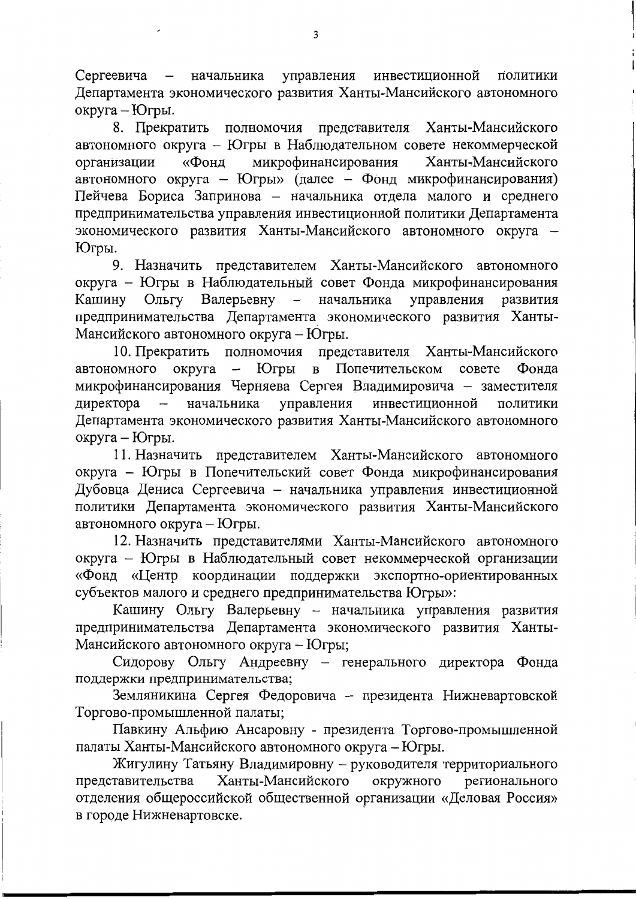Сергеевича – начальника управления инвестиционной политики Департамента экономического развития Ханты-Мансийского автономного округа – Югры.

8. Прекратить полномочия представителя Ханты-Мансийского автономного округа – Югры в Наблюдательном совете некоммерческой организации «Фонд микрофинансирования Ханты-Мансийского автономного округа – Югры» (далее – Фонд микрофинансирования) Пейчева Бориса Запринова – начальника отдела малого и среднего предпринимательства управления инвестиционной политики Департамента экономического развития Ханты-Мансийского автономного округа – Югры.

9. Назначить представителем Ханты-Мансийского автономного округа – Югры в Наблюдательный совет Фонда микрофинансирования Кашину Ольгу Валерьевну – начальника управления развития предпринимательства Департамента экономического развития Ханты-Мансийского автономного округа – Югры.

10. Прекратить полномочия представителя Ханты-Мансийского автономного округа – Югры в Попечительском совете Фонда микрофинансирования Черняева Сергея Владимировича – заместителя директора – начальника управления инвестиционной политики Департамента экономического развития Ханты-Мансийского автономного округа – Югры.

11. Назначить представителем Ханты-Мансийского автономного округа – Югры в Попечительский совет Фонда микрофинансирования Дубовца Дениса Сергеевича – начальника управления инвестиционной политики Департамента экономического развития Ханты-Мансийского автономного округа – Югры.

12. Назначить представителями Ханты-Мансийского автономного округа – Югры в Наблюдательный совет некоммерческой организации «Фонд «Центр координации поддержки экспортно-ориентированных субъектов малого и среднего предпринимательства Югры»:

Кашину Ольгу Валерьевну – начальника управления развития предпринимательства Департамента экономического развития Ханты-Мансийского автономного округа – Югры;

Сидорову Ольгу Андреевну – генерального директора Фонда поддержки предпринимательства;

Земляникина Сергея Федоровича – президента Нижневартовской Торгово-промышленной палаты;

Павкину Альфию Ансаровну - президента Торгово-промышленной палаты Ханты-Мансийского автономного округа – Югры.

Жигулину Татьяну Владимировну – руководителя территориального представительства Ханты-Мансийского окружного регионального отделения общероссийской общественной организации «Деловая Россия» в городе Нижневартовске.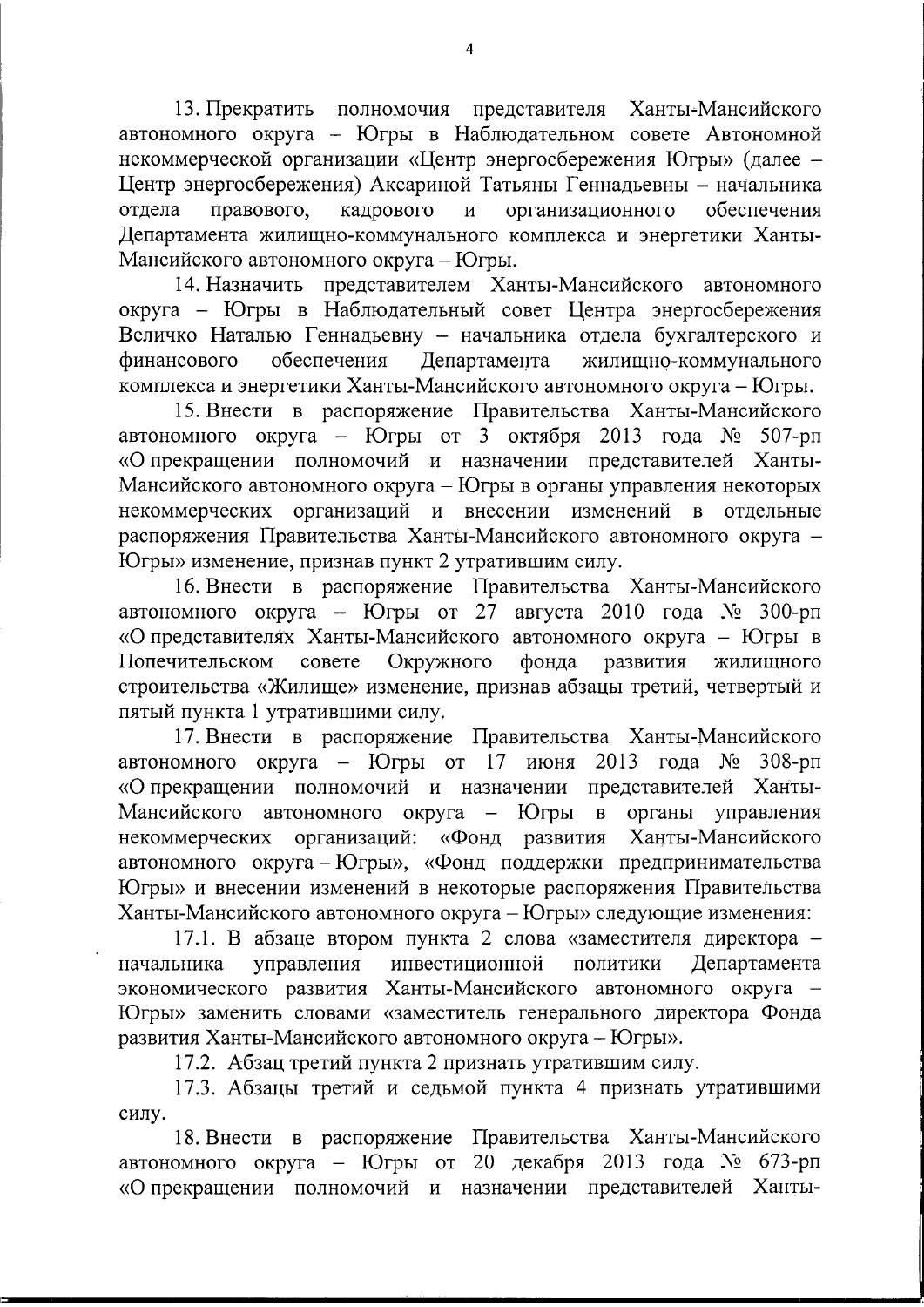13. Прекратить полномочия представителя Ханты-Мансийского автономного округа – Югры в Наблюдательном совете Автономной некоммерческой организации «Центр энергосбережения Югры» (далее – Центр энергосбережения) Аксариной Татьяны Геннадьевны – начальника отдела правового, кадрового и организационного обеспечения Департамента жилищно-коммунального комплекса и энергетики Ханты-Мансийского автономного округа – Югры.

14. Назначить представителем Ханты-Мансийского автономного округа – Югры в Наблюдательный совет Центра энергосбережения Величко Наталью Геннадьевну – начальника отдела бухгалтерского и финансового обеспечения Департамента жилищно-коммунального комплекса и энергетики Ханты-Мансийского автономного округа – Югры.

15. Внести в распоряжение Правительства Ханты-Мансийского автономного округа – Югры от 3 октября 2013 года № 507-рп «О прекращении полномочий и назначении представителей Ханты-Мансийского автономного округа – Югры в органы управления некоторых некоммерческих организаций и внесении изменений в отдельные распоряжения Правительства Ханты-Мансийского автономного округа – Югры» изменение, признав пункт 2 утратившим силу.

16. Внести в распоряжение Правительства Ханты-Мансийского автономного округа – Югры от 27 августа 2010 года № 300-рп «О представителях Ханты-Мансийского автономного округа – Югры в Попечительском совете Окружного фонда развития жилищного строительства «Жилище» изменение, признав абзацы третий, четвертый и пятый пункта 1 утратившими силу.

17. Внести в распоряжение Правительства Ханты-Мансийского автономного округа – Югры от 17 июня 2013 года № 308-рп «О прекращении полномочий и назначении представителей Ханты-Мансийского автономного округа – Югры в органы управления некоммерческих организаций: «Фонд развития Ханты-Мансийского автономного округа – Югры», «Фонд поддержки предпринимательства Югры» и внесении изменений в некоторые распоряжения Правительства Ханты-Мансийского автономного округа – Югры» следующие изменения:

17.1. В абзаце втором пункта 2 слова «заместителя директора – начальника управления инвестиционной политики Департамента экономического развития Ханты-Мансийского автономного округа – Югры» заменить словами «заместитель генерального директора Фонда развития Ханты-Мансийского автономного округа – Югры».

17.2. Абзац третий пункта 2 признать утратившим силу.

17.3. Абзацы третий и седьмой пункта 4 признать утратившими силу.

18. Внести в распоряжение Правительства Ханты-Мансийского автономного округа – Югры от 20 декабря 2013 года № 673-рп «О прекращении полномочий и назначении представителей Ханты-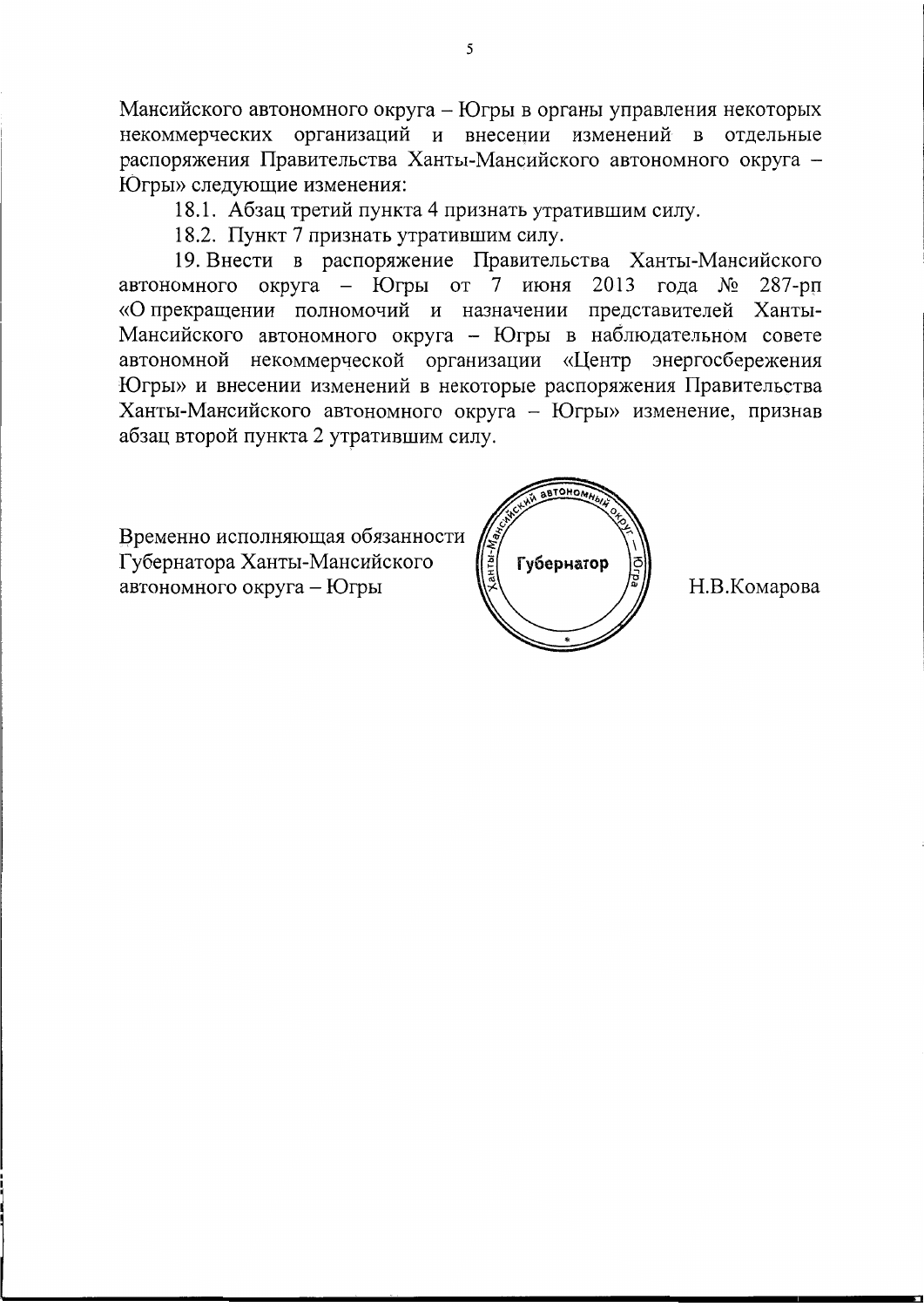Мансийского автономного округа – Югры в органы управления некоторых некоммерческих организаций и внесении изменений в отдельные распоряжения Правительства Ханты-Мансийского автономного округа – Югры» следующие изменения:

18.1. Абзац третий пункта 4 признать утратившим силу.

18.2. Пункт 7 признать утратившим силу.

19. Внести в распоряжение Правительства Ханты-Мансийского автономного округа – Югры от 7 июня 2013 года № 287-рп «О прекращении полномочий и назначении представителей Ханты-Мансийского автономного округа – Югры в наблюдательном совете автономной некоммерческой организации «Центр энергосбережения Югры» и внесении изменений в некоторые распоряжения Правительства Ханты-Мансийского автономного округа – Югры» изменение, признав абзац второй пункта 2 утратившим силу.

Временно исполняющая обязанности Губернатора Ханты-Мансийского автономного округа – Югры

Н.В.Комарова